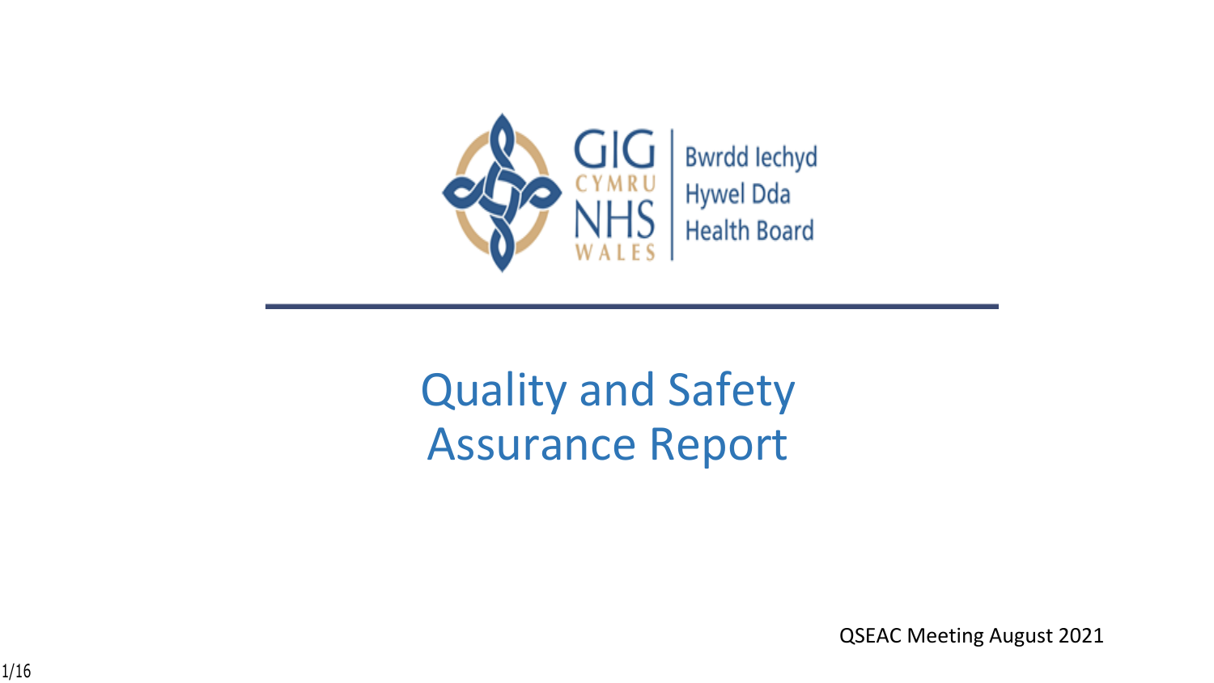GIG CYMRU NHS WALES | Bwrdd Iechyd Hywel Dda Health Board

# Quality and Safety Assurance Report

QSEAC Meeting August 2021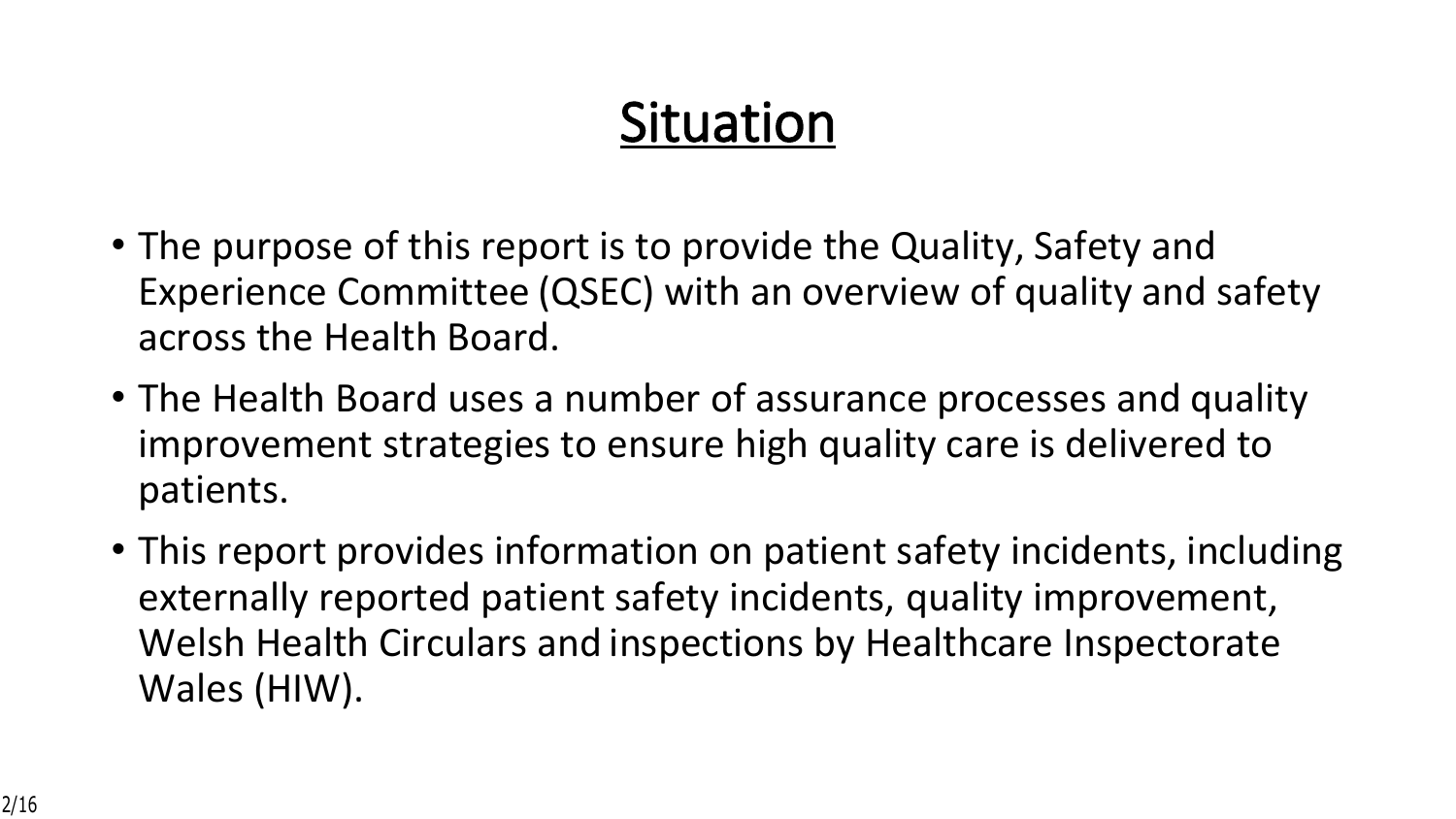# Situation

- The purpose of this report is to provide the Quality, Safety and Experience Committee (QSEC) with an overview of quality and safety across the Health Board.
- The Health Board uses a number of assurance processes and quality improvement strategies to ensure high quality care is delivered to patients.
- This report provides information on patient safety incidents, including externally reported patient safety incidents, quality improvement, Welsh Health Circulars and inspections by Healthcare Inspectorate Wales (HIW).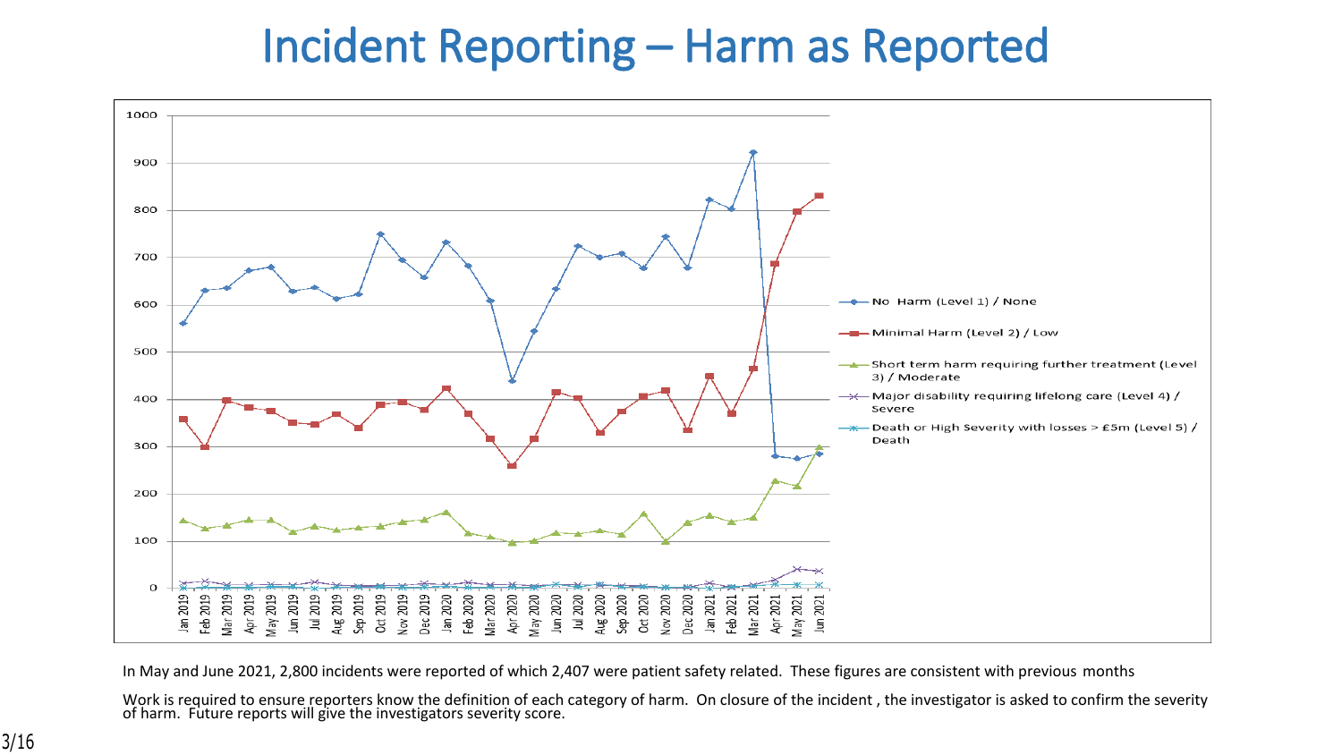# Incident Reporting – Harm as Reported

In May and June 2021, 2,800 incidents were reported of which 2,407 were patient safety related. These figures are consistent with previous months

Work is required to ensure reporters know the definition of each category of harm. On closure of the incident, the investigator is asked to confirm the severity of harm. Future reports will give the investigators severity score.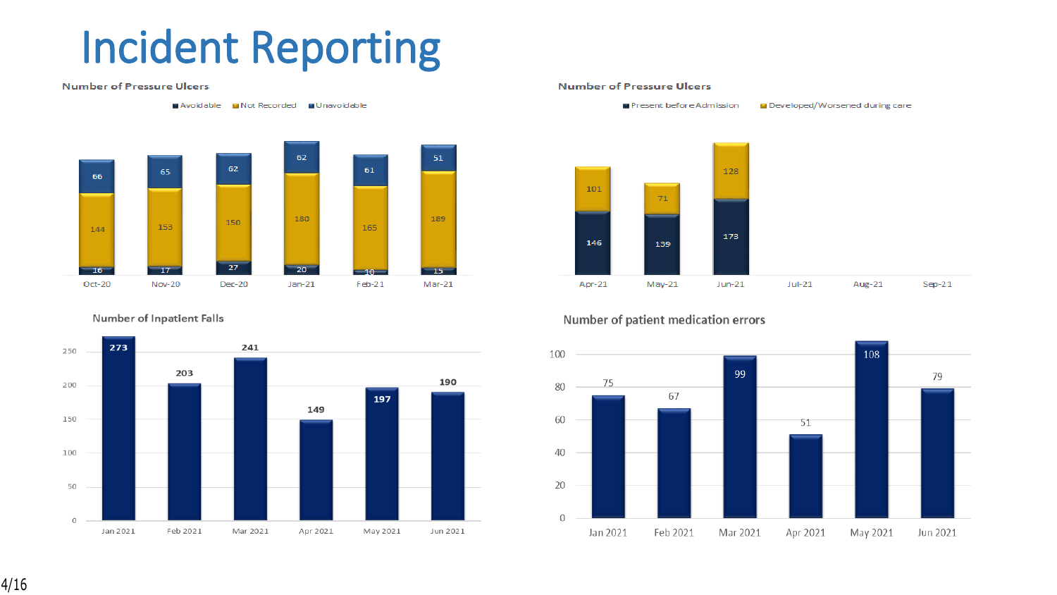# Incident Reporting

### Number of Pressure Ulcers

| Month | Avoidable | Not Recorded | Unavoidable |
| --- | --- | --- | --- |
| Oct-20 | 16 | 144 | 66 |
| Nov-20 | 17 | 153 | 65 |
| Dec-20 | 27 | 150 | 62 |
| Jan-21 | 20 | 180 | 62 |
| Feb-21 | 10 | 165 | 61 |
| Mar-21 | 15 | 189 | 51 |

### Number of Pressure Ulcers

| Month | Present before Admission | Developed/Worsened during care |
| --- | --- | --- |
| Apr-21 | 146 | 101 |
| May-21 | 139 | 71 |
| Jun-21 | 173 | 128 |
| Jul-21 | | |
| Aug-21 | | |
| Sep-21 | | |

### Number of Inpatient Falls

| Month | Falls |
| --- | --- |
| Jan 2021 | 273 |
| Feb 2021 | 203 |
| Mar 2021 | 241 |
| Apr 2021 | 149 |
| May 2021 | 197 |
| Jun 2021 | 190 |

### Number of patient medication errors

| Month | Errors |
| --- | --- |
| Jan 2021 | 75 |
| Feb 2021 | 67 |
| Mar 2021 | 99 |
| Apr 2021 | 51 |
| May 2021 | 108 |
| Jun 2021 | 79 |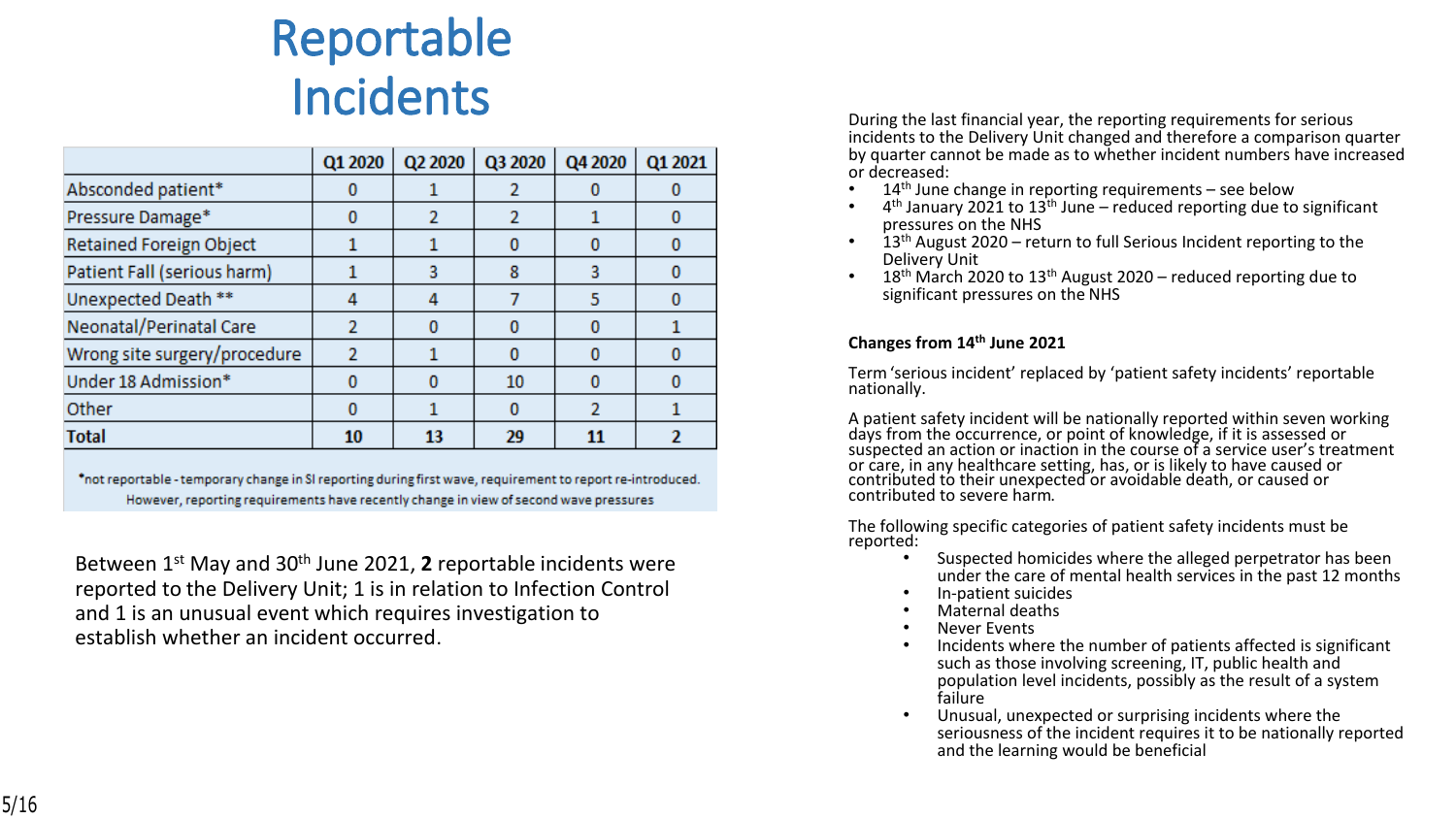# Reportable Incidents

| | Q1 2020 | Q2 2020 | Q3 2020 | Q4 2020 | Q1 2021 |
|---|---|---|---|---|---|
| Absconded patient* | 0 | 1 | 2 | 0 | 0 |
| Pressure Damage* | 0 | 2 | 2 | 1 | 0 |
| Retained Foreign Object | 1 | 1 | 0 | 0 | 0 |
| Patient Fall (serious harm) | 1 | 3 | 8 | 3 | 0 |
| Unexpected Death ** | 4 | 4 | 7 | 5 | 0 |
| Neonatal/Perinatal Care | 2 | 0 | 0 | 0 | 1 |
| Wrong site surgery/procedure | 2 | 1 | 0 | 0 | 0 |
| Under 18 Admission* | 0 | 0 | 10 | 0 | 0 |
| Other | 0 | 1 | 0 | 2 | 1 |
| **Total** | **10** | **13** | **29** | **11** | **2** |

*not reportable - temporary change in SI reporting during first wave, requirement to report re-introduced. However, reporting requirements have recently change in view of second wave pressures

Between 1st May and 30th June 2021, **2** reportable incidents were reported to the Delivery Unit; 1 is in relation to Infection Control and 1 is an unusual event which requires investigation to establish whether an incident occurred.

During the last financial year, the reporting requirements for serious incidents to the Delivery Unit changed and therefore a comparison quarter by quarter cannot be made as to whether incident numbers have increased or decreased:

- 14th June change in reporting requirements – see below
- 4th January 2021 to 13th June – reduced reporting due to significant pressures on the NHS
- 13th August 2020 – return to full Serious Incident reporting to the Delivery Unit
- 18th March 2020 to 13th August 2020 – reduced reporting due to significant pressures on the NHS

**Changes from 14th June 2021**

Term 'serious incident' replaced by 'patient safety incidents' reportable nationally.

A patient safety incident will be nationally reported within seven working days from the occurrence, or point of knowledge, if it is assessed or suspected an action or inaction in the course of a service user's treatment or care, in any healthcare setting, has, or is likely to have caused or contributed to their unexpected or avoidable death, or caused or contributed to severe harm.

The following specific categories of patient safety incidents must be reported:

- Suspected homicides where the alleged perpetrator has been under the care of mental health services in the past 12 months
- In-patient suicides
- Maternal deaths
- Never Events
- Incidents where the number of patients affected is significant such as those involving screening, IT, public health and population level incidents, possibly as the result of a system failure
- Unusual, unexpected or surprising incidents where the seriousness of the incident requires it to be nationally reported and the learning would be beneficial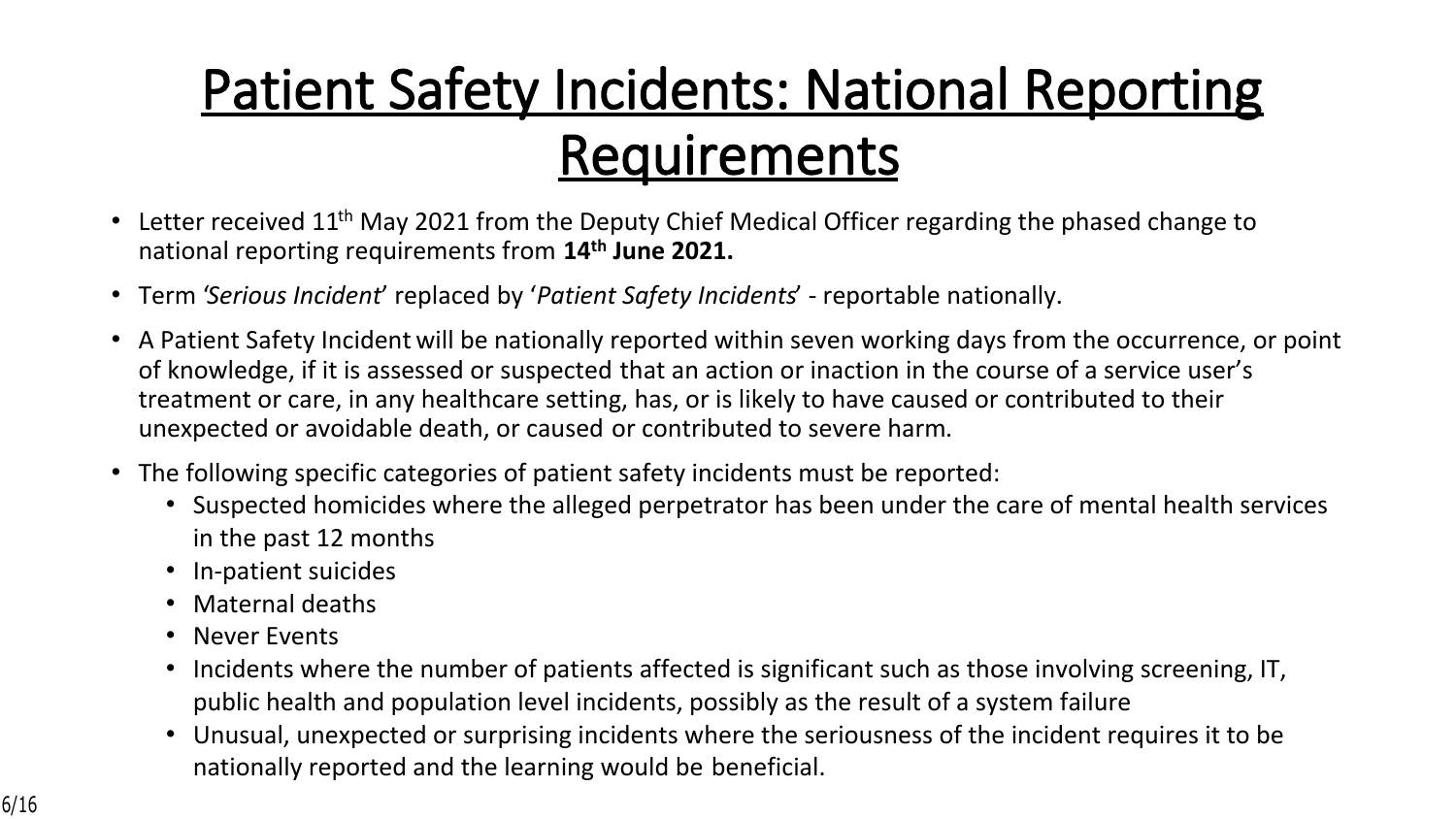# Patient Safety Incidents: National Reporting Requirements

- Letter received 11th May 2021 from the Deputy Chief Medical Officer regarding the phased change to national reporting requirements from **14th June 2021.**
- Term *'Serious Incident*' replaced by '*Patient Safety Incidents*' - reportable nationally.
- A Patient Safety Incident will be nationally reported within seven working days from the occurrence, or point of knowledge, if it is assessed or suspected that an action or inaction in the course of a service user's treatment or care, in any healthcare setting, has, or is likely to have caused or contributed to their unexpected or avoidable death, or caused or contributed to severe harm.
- The following specific categories of patient safety incidents must be reported:
  - Suspected homicides where the alleged perpetrator has been under the care of mental health services in the past 12 months
  - In-patient suicides
  - Maternal deaths
  - Never Events
  - Incidents where the number of patients affected is significant such as those involving screening, IT, public health and population level incidents, possibly as the result of a system failure
  - Unusual, unexpected or surprising incidents where the seriousness of the incident requires it to be nationally reported and the learning would be beneficial.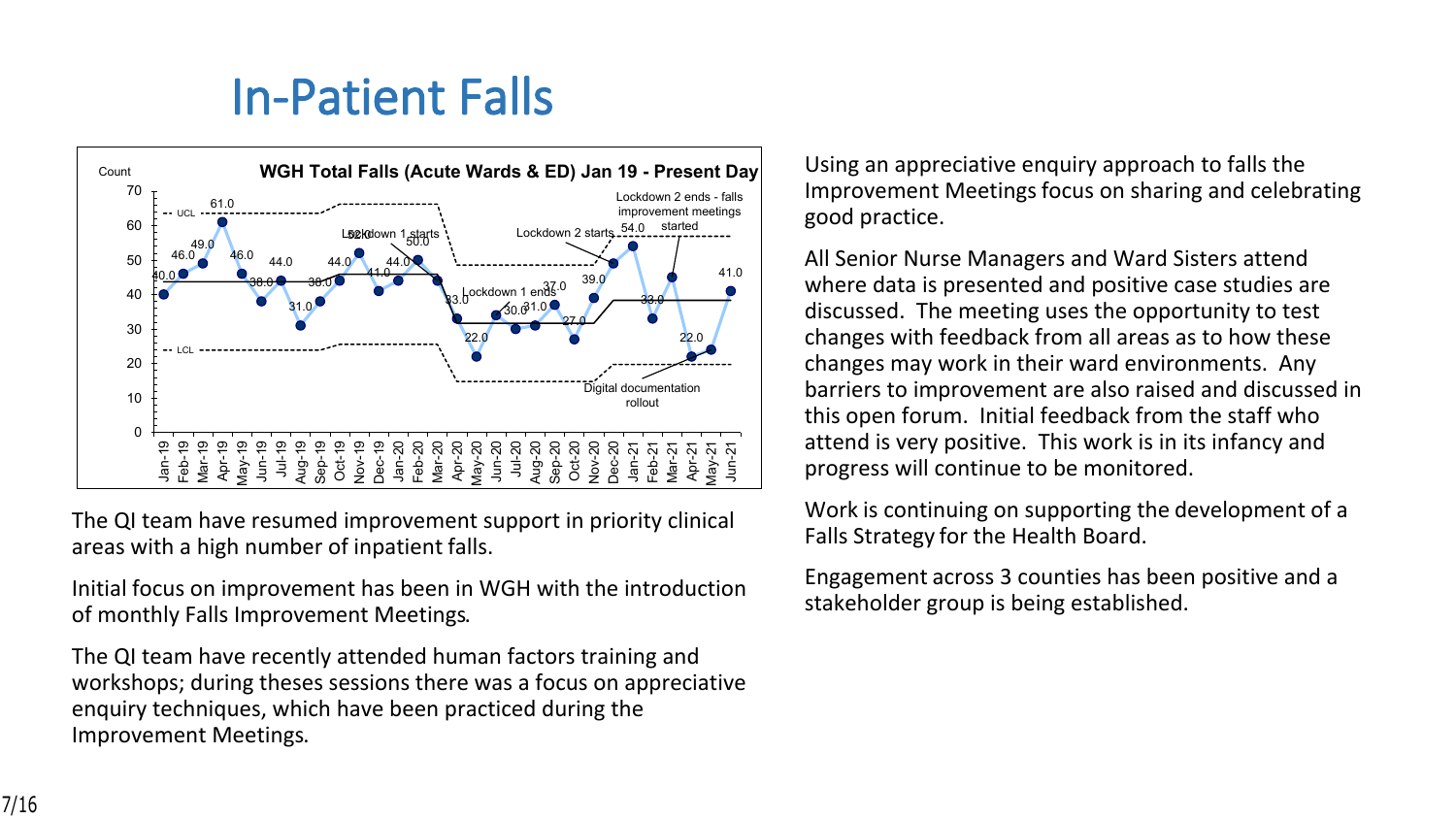# In-Patient Falls

The QI team have resumed improvement support in priority clinical areas with a high number of inpatient falls.

Initial focus on improvement has been in WGH with the introduction of monthly Falls Improvement Meetings.

The QI team have recently attended human factors training and workshops; during theses sessions there was a focus on appreciative enquiry techniques, which have been practiced during the Improvement Meetings.

Using an appreciative enquiry approach to falls the Improvement Meetings focus on sharing and celebrating good practice.

All Senior Nurse Managers and Ward Sisters attend where data is presented and positive case studies are discussed. The meeting uses the opportunity to test changes with feedback from all areas as to how these changes may work in their ward environments. Any barriers to improvement are also raised and discussed in this open forum. Initial feedback from the staff who attend is very positive. This work is in its infancy and progress will continue to be monitored.

Work is continuing on supporting the development of a Falls Strategy for the Health Board.

Engagement across 3 counties has been positive and a stakeholder group is being established.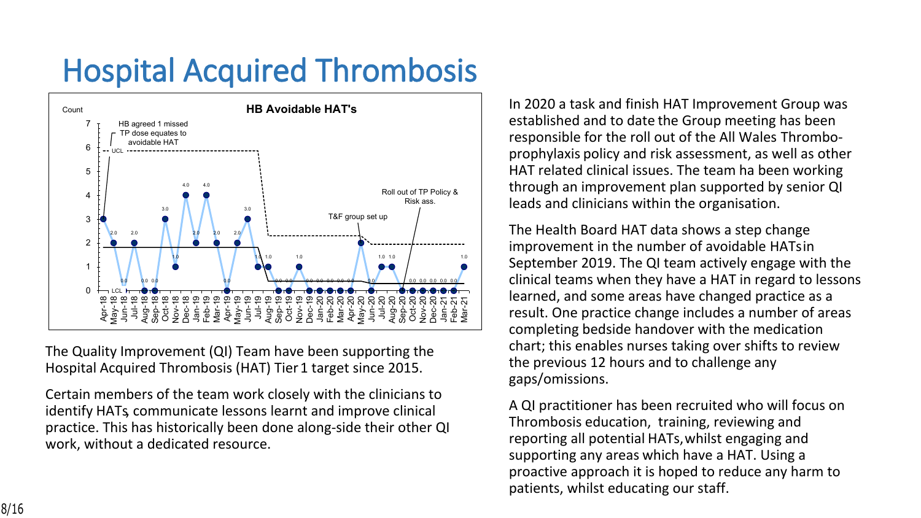# Hospital Acquired Thrombosis

**HB Avoidable HAT's**

Count

HB agreed 1 missed TP dose equates to avoidable HAT

UCL

LCL

T&F group set up

Roll out of TP Policy & Risk ass.

| Month | Count |
|---|---|
| Apr-18 | 3.0 |
| May-18 | 2.0 |
| Jun-18 | 0.0 |
| Jul-18 | 2.0 |
| Aug-18 | 0.0 |
| Sep-18 | 0.0 |
| Oct-18 | 3.0 |
| Nov-18 | 1.0 |
| Dec-18 | 4.0 |
| Jan-19 | 2.0 |
| Feb-19 | 4.0 |
| Mar-19 | 2.0 |
| Apr-19 | 0.0 |
| May-19 | 2.0 |
| Jun-19 | 3.0 |
| Jul-19 | 1.0 |
| Aug-19 | 1.0 |
| Sep-19 | 0.0 |
| Oct-19 | 0.0 |
| Nov-19 | 1.0 |
| Dec-19 | 0.0 |
| Jan-20 | 0.0 |
| Feb-20 | 0.0 |
| Mar-20 | 0.0 |
| Apr-20 | 0.0 |
| May-20 | 2.0 |
| Jun-20 | 0.0 |
| Jul-20 | 1.0 |
| Aug-20 | 1.0 |
| Sep-20 | 0.0 |
| Oct-20 | 0.0 |
| Nov-20 | 0.0 |
| Dec-20 | 0.0 |
| Jan-21 | 0.0 |
| Feb-21 | 0.0 |
| Mar-21 | 1.0 |

The Quality Improvement (QI) Team have been supporting the Hospital Acquired Thrombosis (HAT) Tier 1 target since 2015.

Certain members of the team work closely with the clinicians to identify HATs, communicate lessons learnt and improve clinical practice. This has historically been done along-side their other QI work, without a dedicated resource.

In 2020 a task and finish HAT Improvement Group was established and to date the Group meeting has been responsible for the roll out of the All Wales Thrombo-prophylaxis policy and risk assessment, as well as other HAT related clinical issues. The team ha been working through an improvement plan supported by senior QI leads and clinicians within the organisation.

The Health Board HAT data shows a step change improvement in the number of avoidable HATs in September 2019. The QI team actively engage with the clinical teams when they have a HAT in regard to lessons learned, and some areas have changed practice as a result. One practice change includes a number of areas completing bedside handover with the medication chart; this enables nurses taking over shifts to review the previous 12 hours and to challenge any gaps/omissions.

A QI practitioner has been recruited who will focus on Thrombosis education, training, reviewing and reporting all potential HATs, whilst engaging and supporting any areas which have a HAT. Using a proactive approach it is hoped to reduce any harm to patients, whilst educating our staff.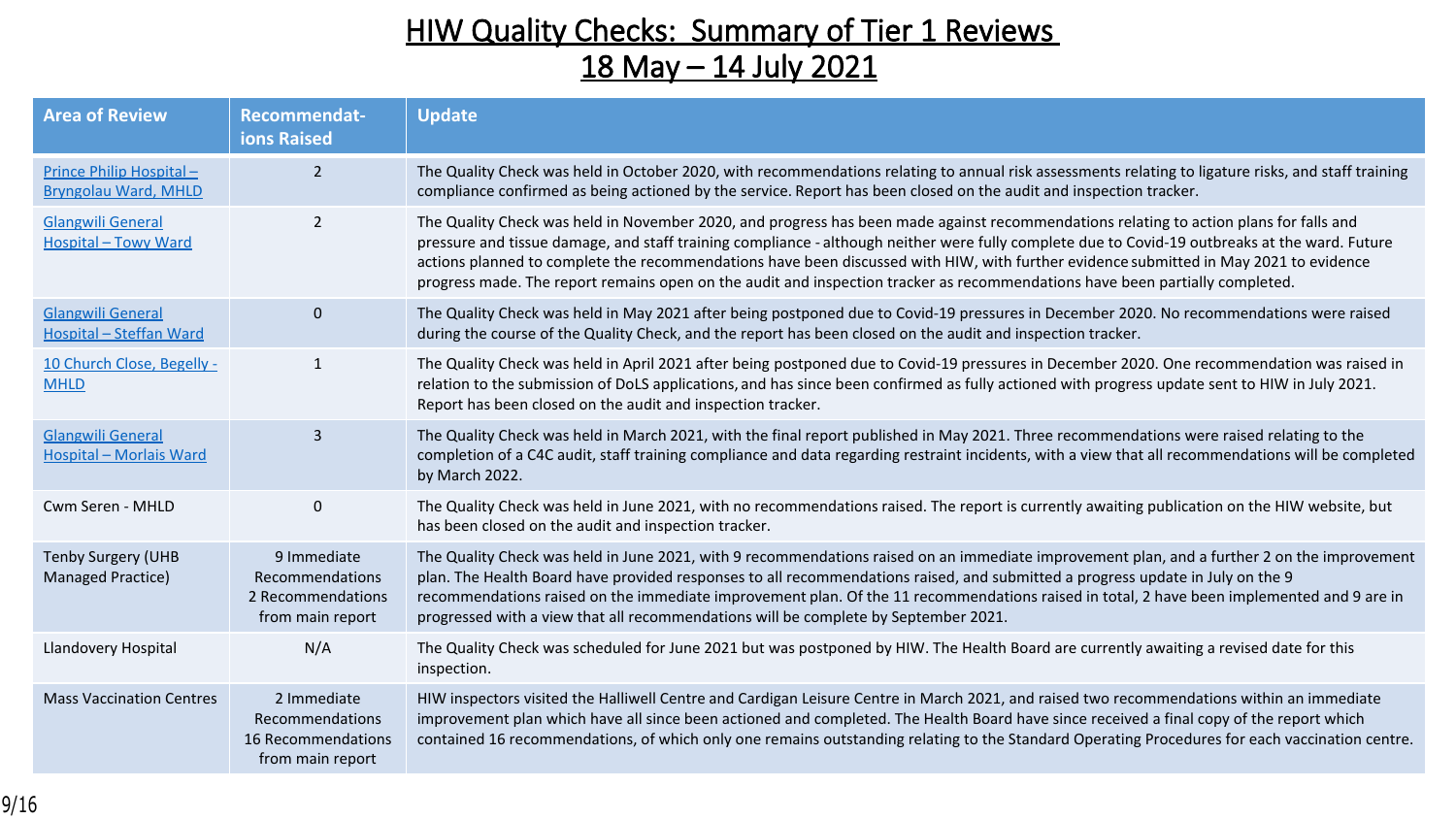# HIW Quality Checks: Summary of Tier 1 Reviews
## 18 May – 14 July 2021

| Area of Review | Recommendat-ions Raised | Update |
|---|---|---|
| Prince Philip Hospital – Bryngolau Ward, MHLD | 2 | The Quality Check was held in October 2020, with recommendations relating to annual risk assessments relating to ligature risks, and staff training compliance confirmed as being actioned by the service. Report has been closed on the audit and inspection tracker. |
| Glangwili General Hospital – Towy Ward | 2 | The Quality Check was held in November 2020, and progress has been made against recommendations relating to action plans for falls and pressure and tissue damage, and staff training compliance - although neither were fully complete due to Covid-19 outbreaks at the ward. Future actions planned to complete the recommendations have been discussed with HIW, with further evidence submitted in May 2021 to evidence progress made. The report remains open on the audit and inspection tracker as recommendations have been partially completed. |
| Glangwili General Hospital – Steffan Ward | 0 | The Quality Check was held in May 2021 after being postponed due to Covid-19 pressures in December 2020. No recommendations were raised during the course of the Quality Check, and the report has been closed on the audit and inspection tracker. |
| 10 Church Close, Begelly - MHLD | 1 | The Quality Check was held in April 2021 after being postponed due to Covid-19 pressures in December 2020. One recommendation was raised in relation to the submission of DoLS applications, and has since been confirmed as fully actioned with progress update sent to HIW in July 2021. Report has been closed on the audit and inspection tracker. |
| Glangwili General Hospital – Morlais Ward | 3 | The Quality Check was held in March 2021, with the final report published in May 2021. Three recommendations were raised relating to the completion of a C4C audit, staff training compliance and data regarding restraint incidents, with a view that all recommendations will be completed by March 2022. |
| Cwm Seren - MHLD | 0 | The Quality Check was held in June 2021, with no recommendations raised. The report is currently awaiting publication on the HIW website, but has been closed on the audit and inspection tracker. |
| Tenby Surgery (UHB Managed Practice) | 9 Immediate Recommendations<br>2 Recommendations from main report | The Quality Check was held in June 2021, with 9 recommendations raised on an immediate improvement plan, and a further 2 on the improvement plan. The Health Board have provided responses to all recommendations raised, and submitted a progress update in July on the 9 recommendations raised on the immediate improvement plan. Of the 11 recommendations raised in total, 2 have been implemented and 9 are in progressed with a view that all recommendations will be complete by September 2021. |
| Llandovery Hospital | N/A | The Quality Check was scheduled for June 2021 but was postponed by HIW. The Health Board are currently awaiting a revised date for this inspection. |
| Mass Vaccination Centres | 2 Immediate Recommendations<br>16 Recommendations from main report | HIW inspectors visited the Halliwell Centre and Cardigan Leisure Centre in March 2021, and raised two recommendations within an immediate improvement plan which have all since been actioned and completed. The Health Board have since received a final copy of the report which contained 16 recommendations, of which only one remains outstanding relating to the Standard Operating Procedures for each vaccination centre. |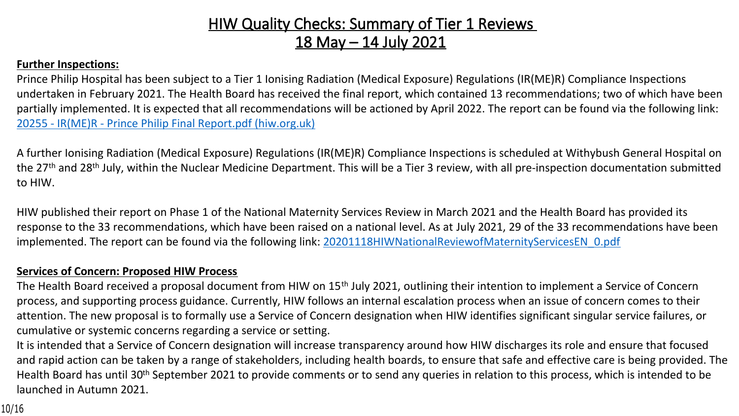# HIW Quality Checks: Summary of Tier 1 Reviews 18 May – 14 July 2021

**Further Inspections:**

Prince Philip Hospital has been subject to a Tier 1 Ionising Radiation (Medical Exposure) Regulations (IR(ME)R) Compliance Inspections undertaken in February 2021. The Health Board has received the final report, which contained 13 recommendations; two of which have been partially implemented. It is expected that all recommendations will be actioned by April 2022. The report can be found via the following link: [20255 - IR(ME)R - Prince Philip Final Report.pdf (hiw.org.uk)]()

A further Ionising Radiation (Medical Exposure) Regulations (IR(ME)R) Compliance Inspections is scheduled at Withybush General Hospital on the 27th and 28th July, within the Nuclear Medicine Department. This will be a Tier 3 review, with all pre-inspection documentation submitted to HIW.

HIW published their report on Phase 1 of the National Maternity Services Review in March 2021 and the Health Board has provided its response to the 33 recommendations, which have been raised on a national level. As at July 2021, 29 of the 33 recommendations have been implemented. The report can be found via the following link: [20201118HIWNationalReviewofMaternityServicesEN_0.pdf]()

**Services of Concern: Proposed HIW Process**

The Health Board received a proposal document from HIW on 15th July 2021, outlining their intention to implement a Service of Concern process, and supporting process guidance. Currently, HIW follows an internal escalation process when an issue of concern comes to their attention. The new proposal is to formally use a Service of Concern designation when HIW identifies significant singular service failures, or cumulative or systemic concerns regarding a service or setting.

It is intended that a Service of Concern designation will increase transparency around how HIW discharges its role and ensure that focused and rapid action can be taken by a range of stakeholders, including health boards, to ensure that safe and effective care is being provided. The Health Board has until 30th September 2021 to provide comments or to send any queries in relation to this process, which is intended to be launched in Autumn 2021.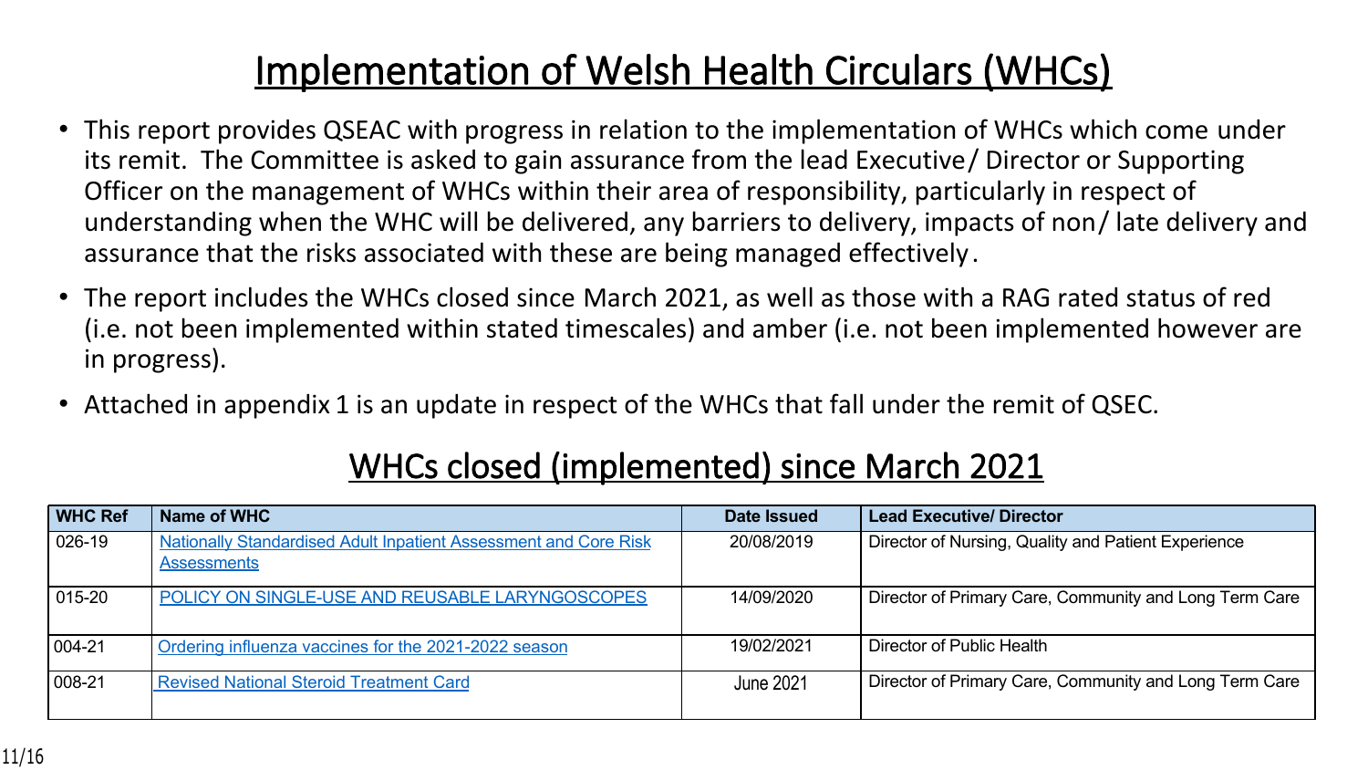# Implementation of Welsh Health Circulars (WHCs)

- This report provides QSEAC with progress in relation to the implementation of WHCs which come under its remit. The Committee is asked to gain assurance from the lead Executive/ Director or Supporting Officer on the management of WHCs within their area of responsibility, particularly in respect of understanding when the WHC will be delivered, any barriers to delivery, impacts of non/ late delivery and assurance that the risks associated with these are being managed effectively.
- The report includes the WHCs closed since March 2021, as well as those with a RAG rated status of red (i.e. not been implemented within stated timescales) and amber (i.e. not been implemented however are in progress).
- Attached in appendix 1 is an update in respect of the WHCs that fall under the remit of QSEC.

## WHCs closed (implemented) since March 2021

| WHC Ref | Name of WHC | Date Issued | Lead Executive/ Director |
|---|---|---|---|
| 026-19 | Nationally Standardised Adult Inpatient Assessment and Core Risk Assessments | 20/08/2019 | Director of Nursing, Quality and Patient Experience |
| 015-20 | POLICY ON SINGLE-USE AND REUSABLE LARYNGOSCOPES | 14/09/2020 | Director of Primary Care, Community and Long Term Care |
| 004-21 | Ordering influenza vaccines for the 2021-2022 season | 19/02/2021 | Director of Public Health |
| 008-21 | Revised National Steroid Treatment Card | June 2021 | Director of Primary Care, Community and Long Term Care |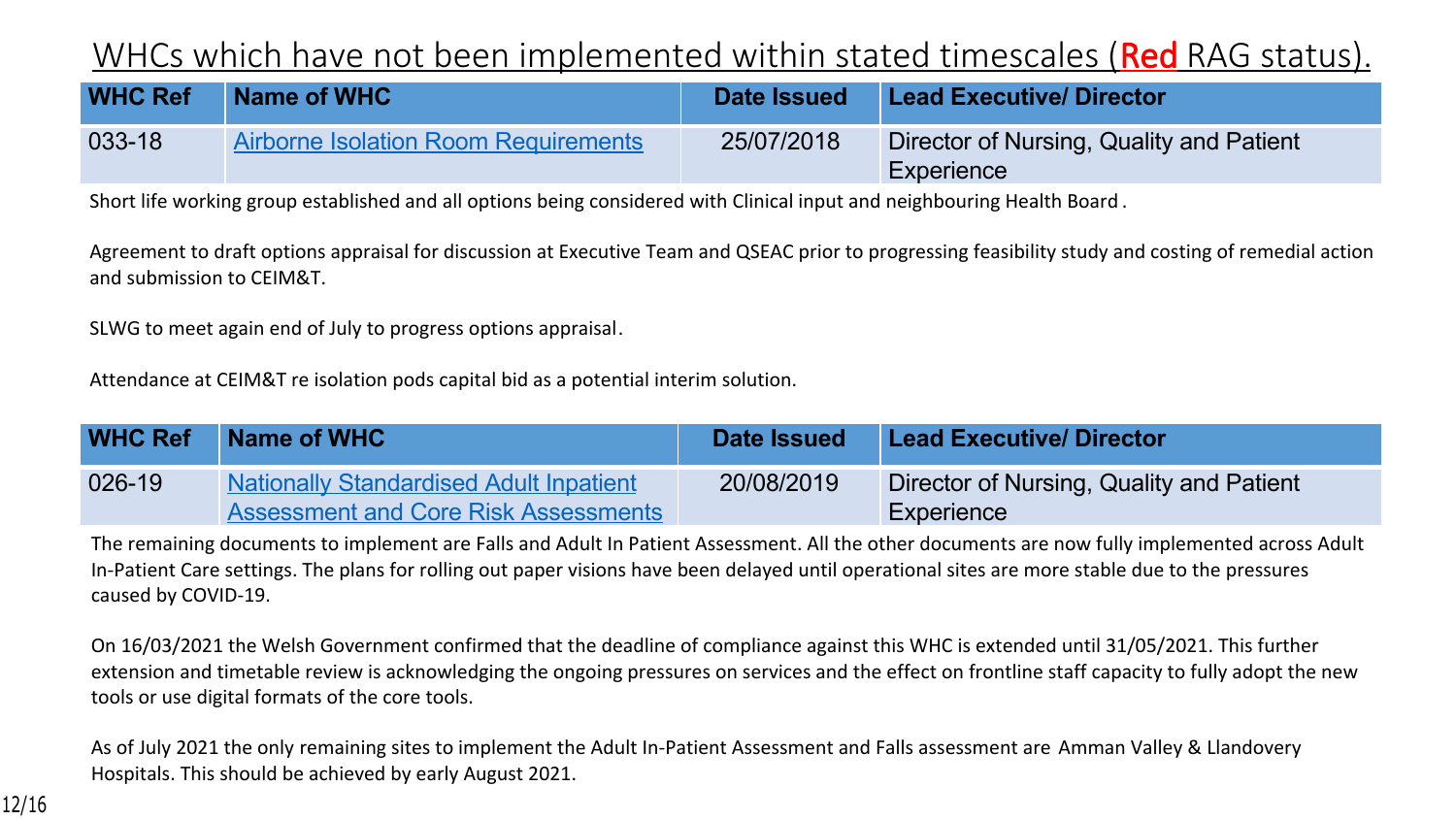# WHCs which have not been implemented within stated timescales (Red RAG status).

| WHC Ref | Name of WHC | Date Issued | Lead Executive/ Director |
|---|---|---|---|
| 033-18 | [Airborne Isolation Room Requirements]() | 25/07/2018 | Director of Nursing, Quality and Patient Experience |

Short life working group established and all options being considered with Clinical input and neighbouring Health Board.

Agreement to draft options appraisal for discussion at Executive Team and QSEAC prior to progressing feasibility study and costing of remedial action and submission to CEIM&T.

SLWG to meet again end of July to progress options appraisal.

Attendance at CEIM&T re isolation pods capital bid as a potential interim solution.

| WHC Ref | Name of WHC | Date Issued | Lead Executive/ Director |
|---|---|---|---|
| 026-19 | [Nationally Standardised Adult Inpatient Assessment and Core Risk Assessments]() | 20/08/2019 | Director of Nursing, Quality and Patient Experience |

The remaining documents to implement are Falls and Adult In Patient Assessment. All the other documents are now fully implemented across Adult In-Patient Care settings. The plans for rolling out paper visions have been delayed until operational sites are more stable due to the pressures caused by COVID-19.

On 16/03/2021 the Welsh Government confirmed that the deadline of compliance against this WHC is extended until 31/05/2021. This further extension and timetable review is acknowledging the ongoing pressures on services and the effect on frontline staff capacity to fully adopt the new tools or use digital formats of the core tools.

As of July 2021 the only remaining sites to implement the Adult In-Patient Assessment and Falls assessment are Amman Valley & Llandovery Hospitals. This should be achieved by early August 2021.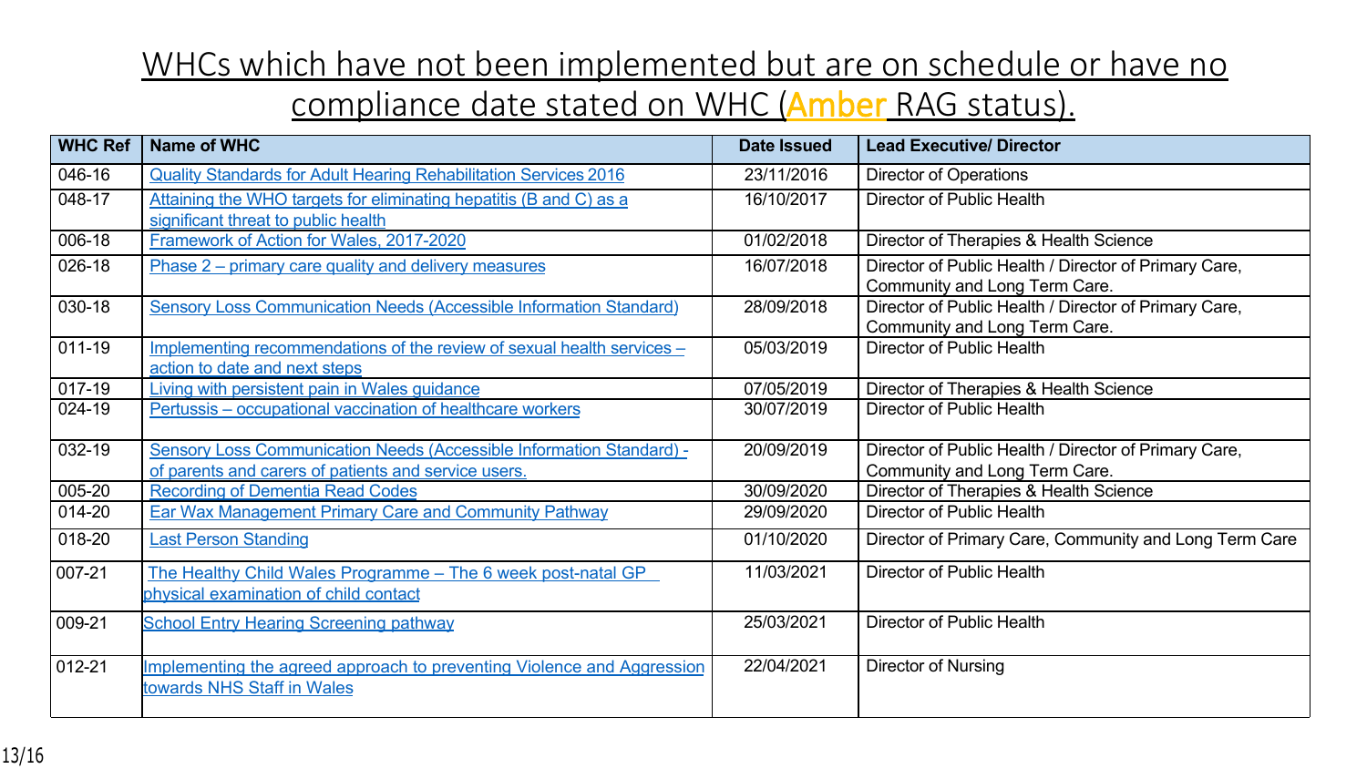# WHCs which have not been implemented but are on schedule or have no compliance date stated on WHC (Amber RAG status).

| WHC Ref | Name of WHC | Date Issued | Lead Executive/ Director |
|---|---|---|---|
| 046-16 | Quality Standards for Adult Hearing Rehabilitation Services 2016 | 23/11/2016 | Director of Operations |
| 048-17 | Attaining the WHO targets for eliminating hepatitis (B and C) as a significant threat to public health | 16/10/2017 | Director of Public Health |
| 006-18 | Framework of Action for Wales, 2017-2020 | 01/02/2018 | Director of Therapies & Health Science |
| 026-18 | Phase 2 – primary care quality and delivery measures | 16/07/2018 | Director of Public Health / Director of Primary Care, Community and Long Term Care. |
| 030-18 | Sensory Loss Communication Needs (Accessible Information Standard) | 28/09/2018 | Director of Public Health / Director of Primary Care, Community and Long Term Care. |
| 011-19 | Implementing recommendations of the review of sexual health services – action to date and next steps | 05/03/2019 | Director of Public Health |
| 017-19 | Living with persistent pain in Wales guidance | 07/05/2019 | Director of Therapies & Health Science |
| 024-19 | Pertussis – occupational vaccination of healthcare workers | 30/07/2019 | Director of Public Health |
| 032-19 | Sensory Loss Communication Needs (Accessible Information Standard) - of parents and carers of patients and service users. | 20/09/2019 | Director of Public Health / Director of Primary Care, Community and Long Term Care. |
| 005-20 | Recording of Dementia Read Codes | 30/09/2020 | Director of Therapies & Health Science |
| 014-20 | Ear Wax Management Primary Care and Community Pathway | 29/09/2020 | Director of Public Health |
| 018-20 | Last Person Standing | 01/10/2020 | Director of Primary Care, Community and Long Term Care |
| 007-21 | The Healthy Child Wales Programme – The 6 week post-natal GP physical examination of child contact | 11/03/2021 | Director of Public Health |
| 009-21 | School Entry Hearing Screening pathway | 25/03/2021 | Director of Public Health |
| 012-21 | Implementing the agreed approach to preventing Violence and Aggression towards NHS Staff in Wales | 22/04/2021 | Director of Nursing |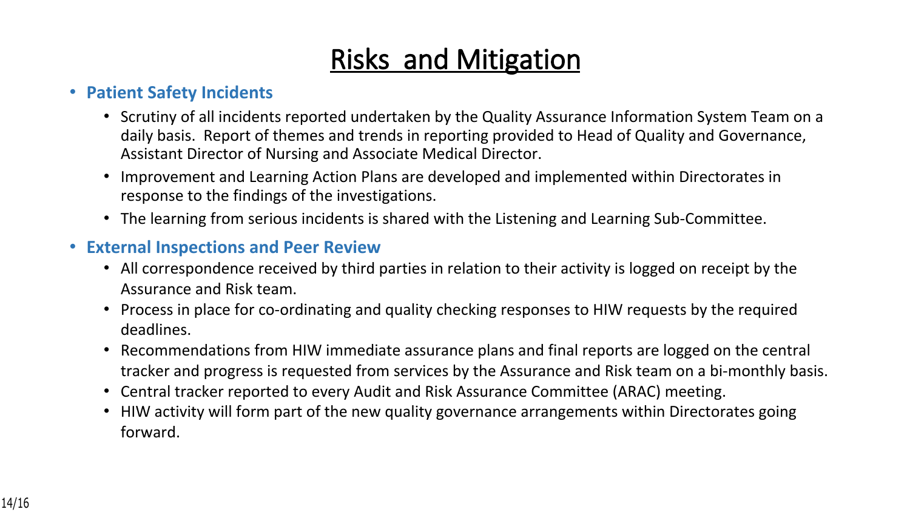# Risks and Mitigation

- **Patient Safety Incidents**
  - Scrutiny of all incidents reported undertaken by the Quality Assurance Information System Team on a daily basis. Report of themes and trends in reporting provided to Head of Quality and Governance, Assistant Director of Nursing and Associate Medical Director.
  - Improvement and Learning Action Plans are developed and implemented within Directorates in response to the findings of the investigations.
  - The learning from serious incidents is shared with the Listening and Learning Sub-Committee.
- **External Inspections and Peer Review**
  - All correspondence received by third parties in relation to their activity is logged on receipt by the Assurance and Risk team.
  - Process in place for co-ordinating and quality checking responses to HIW requests by the required deadlines.
  - Recommendations from HIW immediate assurance plans and final reports are logged on the central tracker and progress is requested from services by the Assurance and Risk team on a bi-monthly basis.
  - Central tracker reported to every Audit and Risk Assurance Committee (ARAC) meeting.
  - HIW activity will form part of the new quality governance arrangements within Directorates going forward.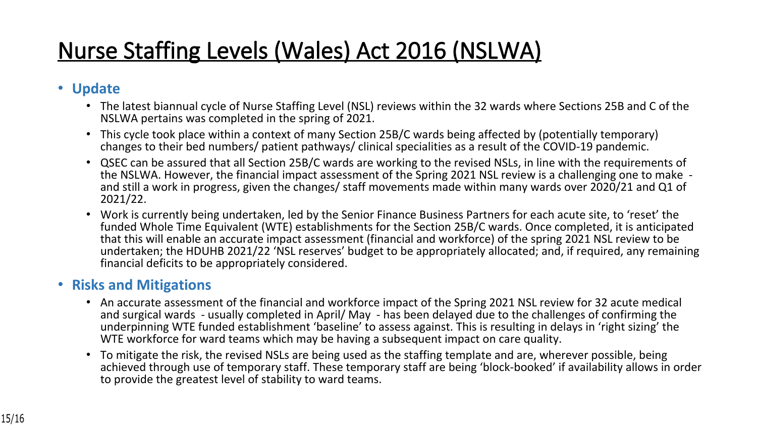# Nurse Staffing Levels (Wales) Act 2016 (NSLWA)

- **Update**
  - The latest biannual cycle of Nurse Staffing Level (NSL) reviews within the 32 wards where Sections 25B and C of the NSLWA pertains was completed in the spring of 2021.
  - This cycle took place within a context of many Section 25B/C wards being affected by (potentially temporary) changes to their bed numbers/ patient pathways/ clinical specialities as a result of the COVID-19 pandemic.
  - QSEC can be assured that all Section 25B/C wards are working to the revised NSLs, in line with the requirements of the NSLWA. However, the financial impact assessment of the Spring 2021 NSL review is a challenging one to make - and still a work in progress, given the changes/ staff movements made within many wards over 2020/21 and Q1 of 2021/22.
  - Work is currently being undertaken, led by the Senior Finance Business Partners for each acute site, to 'reset' the funded Whole Time Equivalent (WTE) establishments for the Section 25B/C wards. Once completed, it is anticipated that this will enable an accurate impact assessment (financial and workforce) of the spring 2021 NSL review to be undertaken; the HDUHB 2021/22 'NSL reserves' budget to be appropriately allocated; and, if required, any remaining financial deficits to be appropriately considered.
- **Risks and Mitigations**
  - An accurate assessment of the financial and workforce impact of the Spring 2021 NSL review for 32 acute medical and surgical wards - usually completed in April/ May - has been delayed due to the challenges of confirming the underpinning WTE funded establishment 'baseline' to assess against. This is resulting in delays in 'right sizing' the WTE workforce for ward teams which may be having a subsequent impact on care quality.
  - To mitigate the risk, the revised NSLs are being used as the staffing template and are, wherever possible, being achieved through use of temporary staff. These temporary staff are being 'block-booked' if availability allows in order to provide the greatest level of stability to ward teams.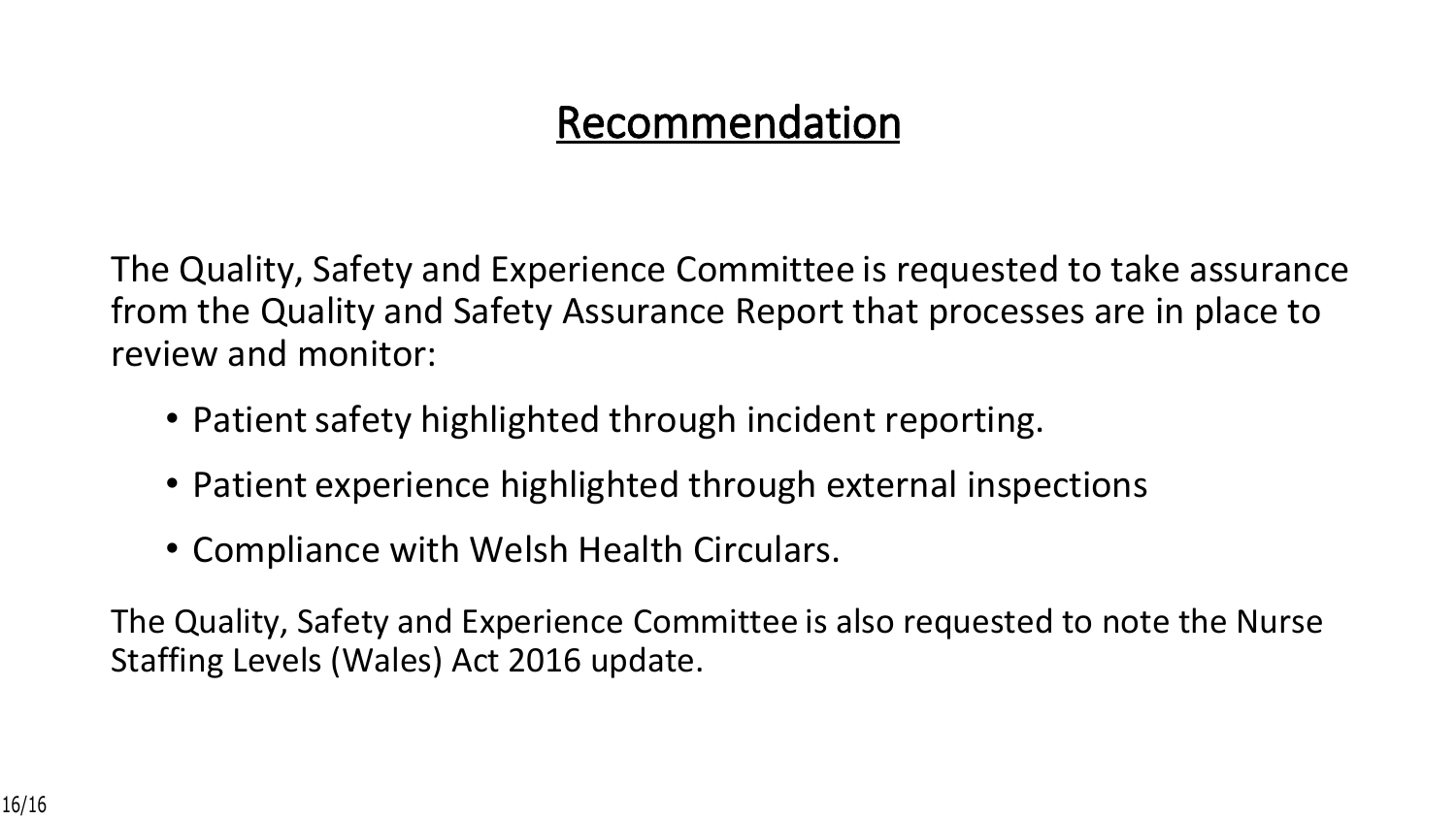# Recommendation

The Quality, Safety and Experience Committee is requested to take assurance from the Quality and Safety Assurance Report that processes are in place to review and monitor:

- Patient safety highlighted through incident reporting.
- Patient experience highlighted through external inspections
- Compliance with Welsh Health Circulars.

The Quality, Safety and Experience Committee is also requested to note the Nurse Staffing Levels (Wales) Act 2016 update.